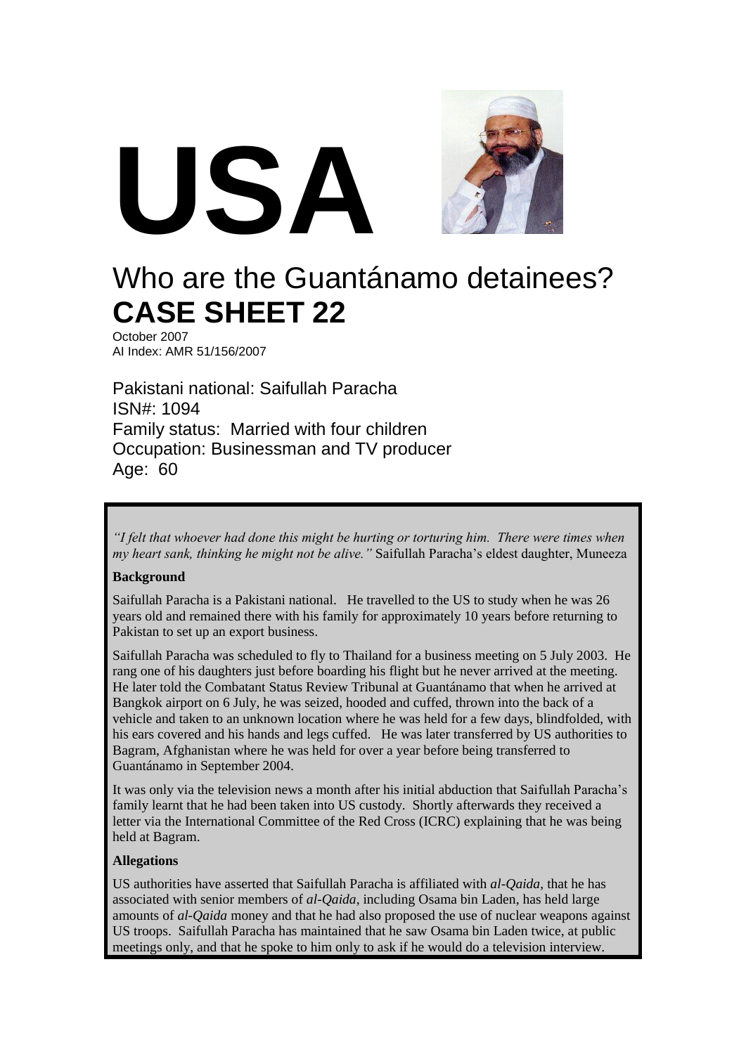# USA

# Who are the Guantánamo detainees?
# CASE SHEET 22

October 2007
AI Index: AMR 51/156/2007

Pakistani national: Saifullah Paracha
ISN#: 1094
Family status: Married with four children
Occupation: Businessman and TV producer
Age: 60

*"I felt that whoever had done this might be hurting or torturing him. There were times when my heart sank, thinking he might not be alive."* Saifullah Paracha's eldest daughter, Muneeza

**Background**

Saifullah Paracha is a Pakistani national. He travelled to the US to study when he was 26 years old and remained there with his family for approximately 10 years before returning to Pakistan to set up an export business.

Saifullah Paracha was scheduled to fly to Thailand for a business meeting on 5 July 2003. He rang one of his daughters just before boarding his flight but he never arrived at the meeting. He later told the Combatant Status Review Tribunal at Guantánamo that when he arrived at Bangkok airport on 6 July, he was seized, hooded and cuffed, thrown into the back of a vehicle and taken to an unknown location where he was held for a few days, blindfolded, with his ears covered and his hands and legs cuffed. He was later transferred by US authorities to Bagram, Afghanistan where he was held for over a year before being transferred to Guantánamo in September 2004.

It was only via the television news a month after his initial abduction that Saifullah Paracha's family learnt that he had been taken into US custody. Shortly afterwards they received a letter via the International Committee of the Red Cross (ICRC) explaining that he was being held at Bagram.

**Allegations**

US authorities have asserted that Saifullah Paracha is affiliated with *al-Qaida*, that he has associated with senior members of *al-Qaida*, including Osama bin Laden, has held large amounts of *al-Qaida* money and that he had also proposed the use of nuclear weapons against US troops. Saifullah Paracha has maintained that he saw Osama bin Laden twice, at public meetings only, and that he spoke to him only to ask if he would do a television interview.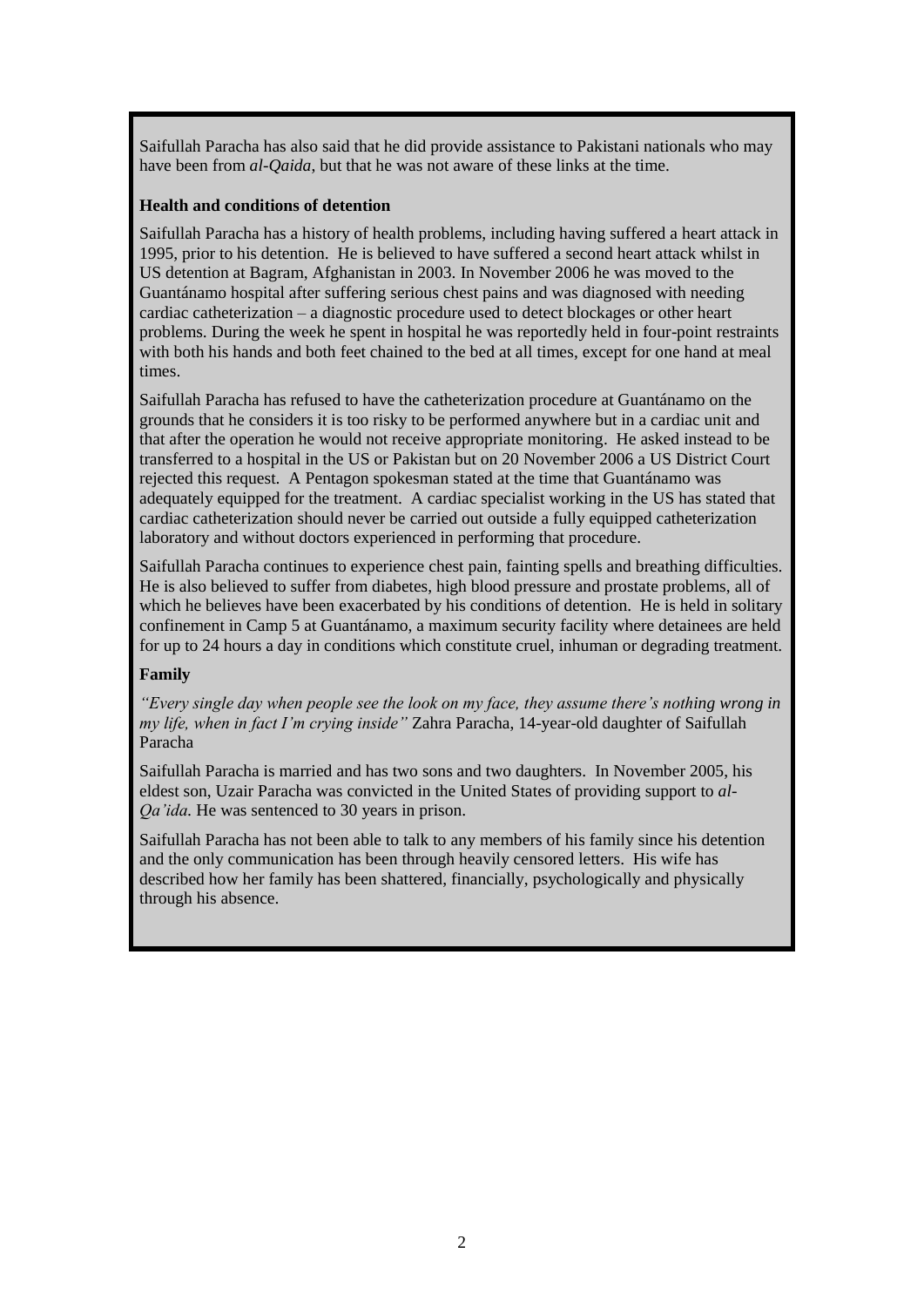Saifullah Paracha has also said that he did provide assistance to Pakistani nationals who may have been from *al-Qaida*, but that he was not aware of these links at the time.

**Health and conditions of detention**

Saifullah Paracha has a history of health problems, including having suffered a heart attack in 1995, prior to his detention. He is believed to have suffered a second heart attack whilst in US detention at Bagram, Afghanistan in 2003. In November 2006 he was moved to the Guantánamo hospital after suffering serious chest pains and was diagnosed with needing cardiac catheterization – a diagnostic procedure used to detect blockages or other heart problems. During the week he spent in hospital he was reportedly held in four-point restraints with both his hands and both feet chained to the bed at all times, except for one hand at meal times.

Saifullah Paracha has refused to have the catheterization procedure at Guantánamo on the grounds that he considers it is too risky to be performed anywhere but in a cardiac unit and that after the operation he would not receive appropriate monitoring. He asked instead to be transferred to a hospital in the US or Pakistan but on 20 November 2006 a US District Court rejected this request. A Pentagon spokesman stated at the time that Guantánamo was adequately equipped for the treatment. A cardiac specialist working in the US has stated that cardiac catheterization should never be carried out outside a fully equipped catheterization laboratory and without doctors experienced in performing that procedure.

Saifullah Paracha continues to experience chest pain, fainting spells and breathing difficulties. He is also believed to suffer from diabetes, high blood pressure and prostate problems, all of which he believes have been exacerbated by his conditions of detention. He is held in solitary confinement in Camp 5 at Guantánamo, a maximum security facility where detainees are held for up to 24 hours a day in conditions which constitute cruel, inhuman or degrading treatment.

**Family**

*"Every single day when people see the look on my face, they assume there's nothing wrong in my life, when in fact I'm crying inside"* Zahra Paracha, 14-year-old daughter of Saifullah Paracha

Saifullah Paracha is married and has two sons and two daughters. In November 2005, his eldest son, Uzair Paracha was convicted in the United States of providing support to *al-Qa'ida*. He was sentenced to 30 years in prison.

Saifullah Paracha has not been able to talk to any members of his family since his detention and the only communication has been through heavily censored letters. His wife has described how her family has been shattered, financially, psychologically and physically through his absence.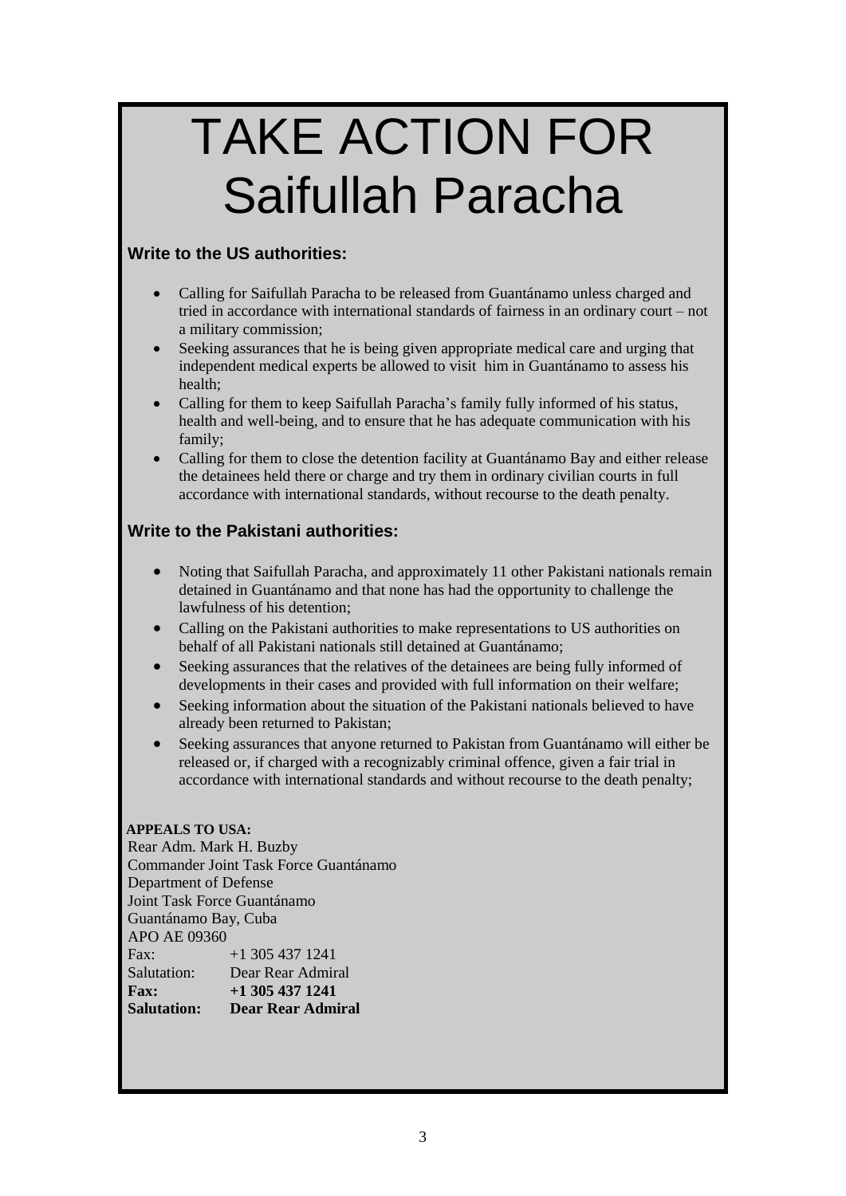# TAKE ACTION FOR Saifullah Paracha

### Write to the US authorities:

- Calling for Saifullah Paracha to be released from Guantánamo unless charged and tried in accordance with international standards of fairness in an ordinary court – not a military commission;
- Seeking assurances that he is being given appropriate medical care and urging that independent medical experts be allowed to visit him in Guantánamo to assess his health;
- Calling for them to keep Saifullah Paracha's family fully informed of his status, health and well-being, and to ensure that he has adequate communication with his family;
- Calling for them to close the detention facility at Guantánamo Bay and either release the detainees held there or charge and try them in ordinary civilian courts in full accordance with international standards, without recourse to the death penalty.

### Write to the Pakistani authorities:

- Noting that Saifullah Paracha, and approximately 11 other Pakistani nationals remain detained in Guantánamo and that none has had the opportunity to challenge the lawfulness of his detention;
- Calling on the Pakistani authorities to make representations to US authorities on behalf of all Pakistani nationals still detained at Guantánamo;
- Seeking assurances that the relatives of the detainees are being fully informed of developments in their cases and provided with full information on their welfare;
- Seeking information about the situation of the Pakistani nationals believed to have already been returned to Pakistan;
- Seeking assurances that anyone returned to Pakistan from Guantánamo will either be released or, if charged with a recognizably criminal offence, given a fair trial in accordance with international standards and without recourse to the death penalty;

**APPEALS TO USA:**

Rear Adm. Mark H. Buzby
Commander Joint Task Force Guantánamo
Department of Defense
Joint Task Force Guantánamo
Guantánamo Bay, Cuba
APO AE 09360

Fax: +1 305 437 1241
Salutation: Dear Rear Admiral

**Fax: +1 305 437 1241**
**Salutation: Dear Rear Admiral**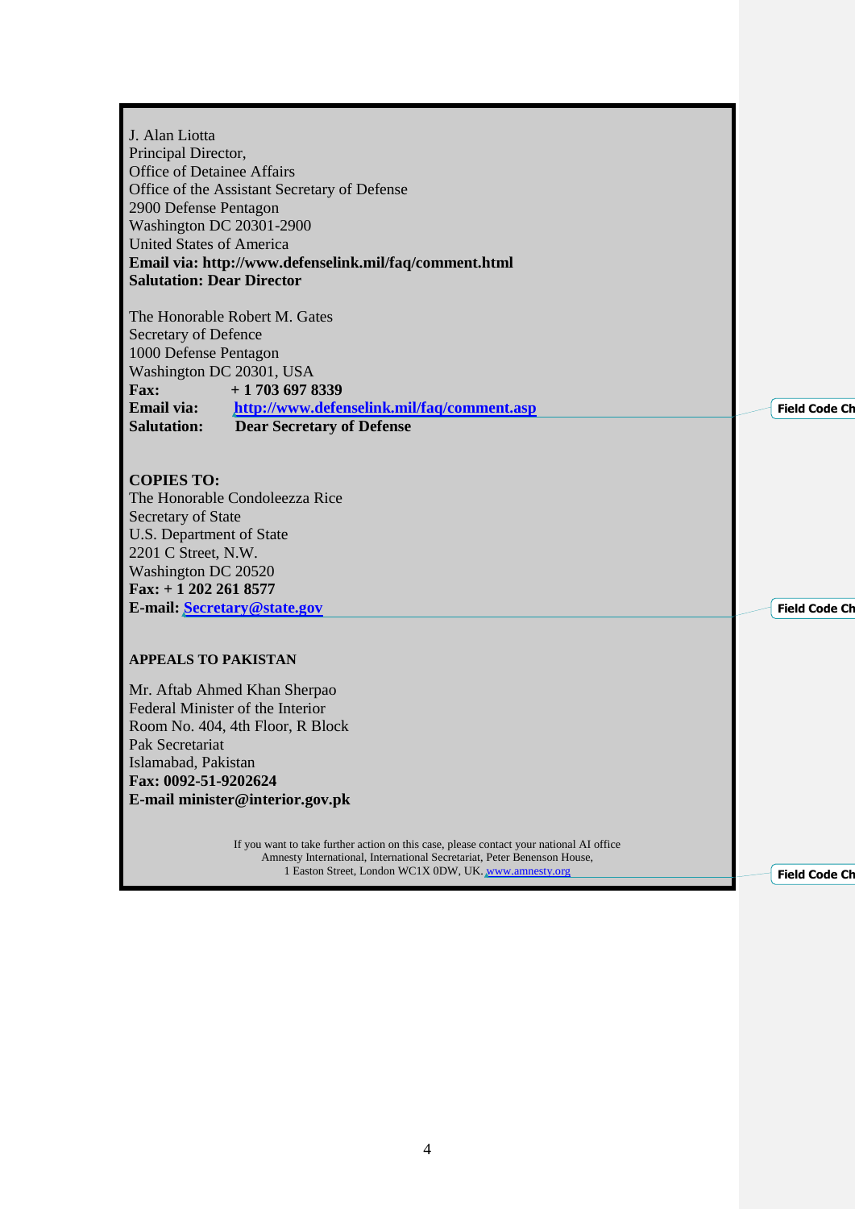J. Alan Liotta
Principal Director,
Office of Detainee Affairs
Office of the Assistant Secretary of Defense
2900 Defense Pentagon
Washington DC 20301-2900
United States of America
**Email via: http://www.defenselink.mil/faq/comment.html**
**Salutation: Dear Director**

The Honorable Robert M. Gates
Secretary of Defence
1000 Defense Pentagon
Washington DC 20301, USA
**Fax:** **+ 1 703 697 8339**
**Email via:** **http://www.defenselink.mil/faq/comment.asp**
**Salutation:** **Dear Secretary of Defense**

**COPIES TO:**
The Honorable Condoleezza Rice
Secretary of State
U.S. Department of State
2201 C Street, N.W.
Washington DC 20520
**Fax: + 1 202 261 8577**
**E-mail: Secretary@state.gov**

**APPEALS TO PAKISTAN**

Mr. Aftab Ahmed Khan Sherpao
Federal Minister of the Interior
Room No. 404, 4th Floor, R Block
Pak Secretariat
Islamabad, Pakistan
**Fax: 0092-51-9202624**
**E-mail minister@interior.gov.pk**

If you want to take further action on this case, please contact your national AI office
Amnesty International, International Secretariat, Peter Benenson House,
1 Easton Street, London WC1X 0DW, UK. www.amnesty.org